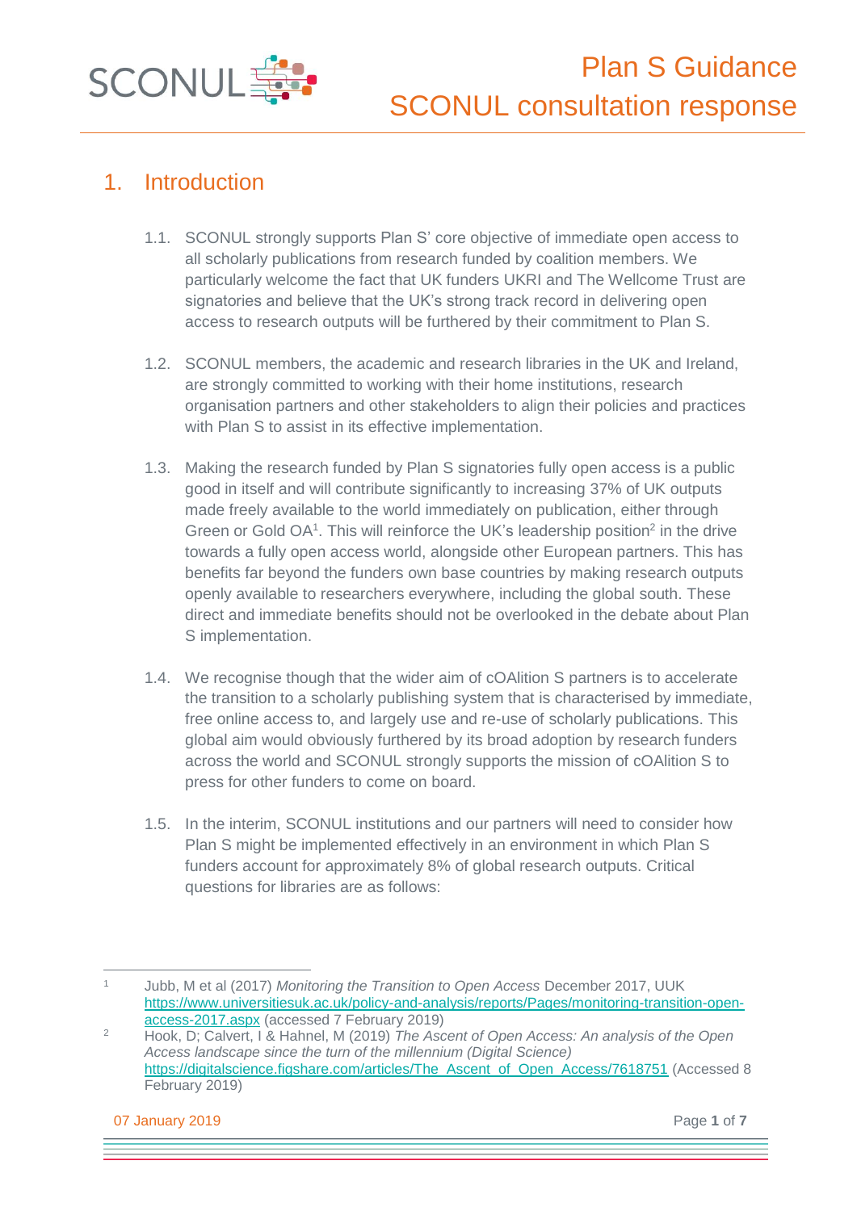# Plan S Guidance
# SCONUL consultation response

## 1. Introduction

1.1. SCONUL strongly supports Plan S' core objective of immediate open access to all scholarly publications from research funded by coalition members. We particularly welcome the fact that UK funders UKRI and The Wellcome Trust are signatories and believe that the UK's strong track record in delivering open access to research outputs will be furthered by their commitment to Plan S.

1.2. SCONUL members, the academic and research libraries in the UK and Ireland, are strongly committed to working with their home institutions, research organisation partners and other stakeholders to align their policies and practices with Plan S to assist in its effective implementation.

1.3. Making the research funded by Plan S signatories fully open access is a public good in itself and will contribute significantly to increasing 37% of UK outputs made freely available to the world immediately on publication, either through Green or Gold OA[1]. This will reinforce the UK's leadership position[2] in the drive towards a fully open access world, alongside other European partners. This has benefits far beyond the funders own base countries by making research outputs openly available to researchers everywhere, including the global south. These direct and immediate benefits should not be overlooked in the debate about Plan S implementation.

1.4. We recognise though that the wider aim of cOAlition S partners is to accelerate the transition to a scholarly publishing system that is characterised by immediate, free online access to, and largely use and re-use of scholarly publications. This global aim would obviously furthered by its broad adoption by research funders across the world and SCONUL strongly supports the mission of cOAlition S to press for other funders to come on board.

1.5. In the interim, SCONUL institutions and our partners will need to consider how Plan S might be implemented effectively in an environment in which Plan S funders account for approximately 8% of global research outputs. Critical questions for libraries are as follows:

---

[1] Jubb, M et al (2017) *Monitoring the Transition to Open Access* December 2017, UUK https://www.universitiesuk.ac.uk/policy-and-analysis/reports/Pages/monitoring-transition-open-access-2017.aspx (accessed 7 February 2019)

[2] Hook, D; Calvert, I & Hahnel, M (2019) *The Ascent of Open Access: An analysis of the Open Access landscape since the turn of the millennium (Digital Science)* https://digitalscience.figshare.com/articles/The_Ascent_of_Open_Access/7618751 (Accessed 8 February 2019)

07 January 2019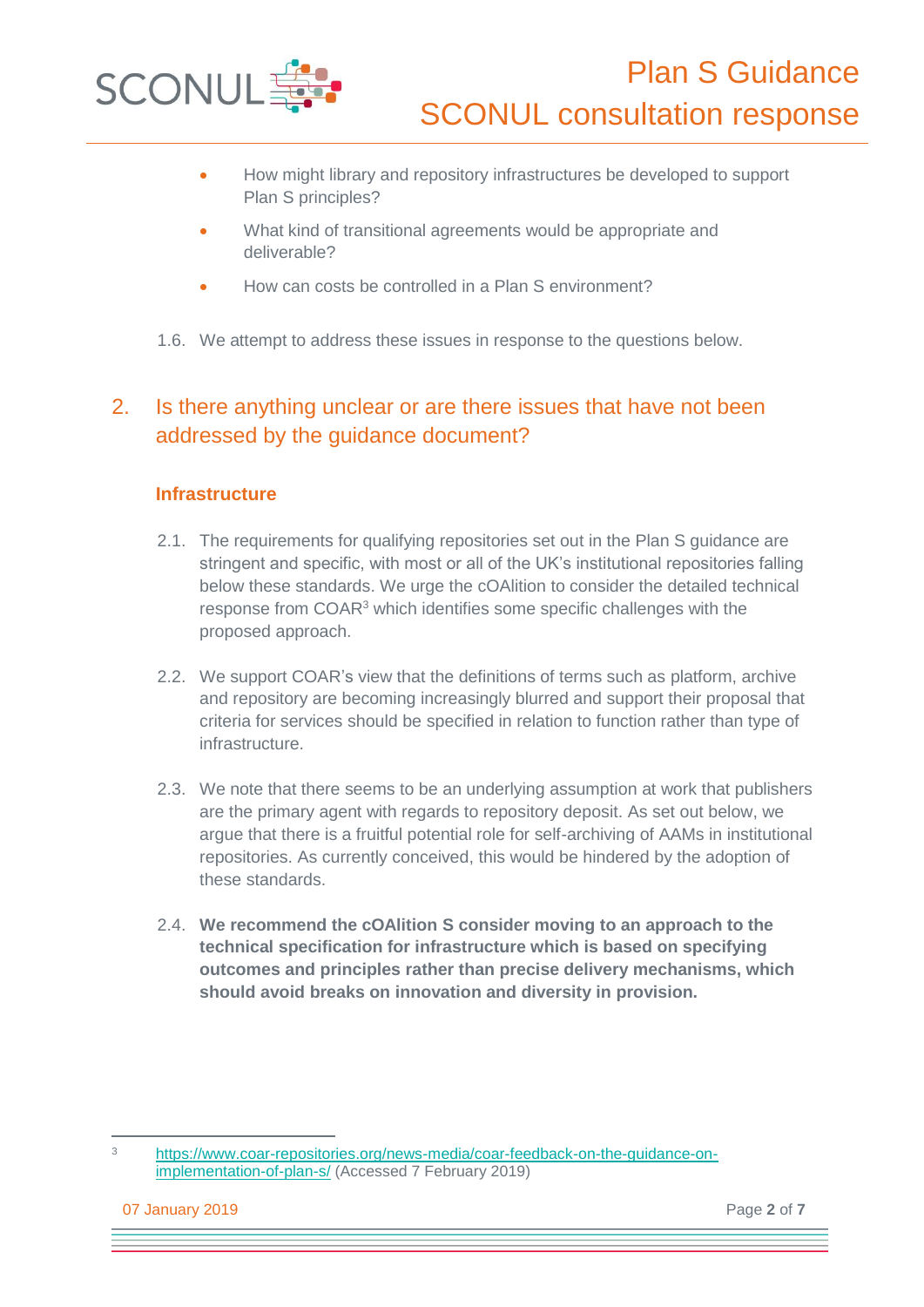- How might library and repository infrastructures be developed to support Plan S principles?
- What kind of transitional agreements would be appropriate and deliverable?
- How can costs be controlled in a Plan S environment?

1.6. We attempt to address these issues in response to the questions below.

## 2. Is there anything unclear or are there issues that have not been addressed by the guidance document?

### Infrastructure

2.1. The requirements for qualifying repositories set out in the Plan S guidance are stringent and specific, with most or all of the UK's institutional repositories falling below these standards. We urge the cOAlition to consider the detailed technical response from COAR[3] which identifies some specific challenges with the proposed approach.

2.2. We support COAR's view that the definitions of terms such as platform, archive and repository are becoming increasingly blurred and support their proposal that criteria for services should be specified in relation to function rather than type of infrastructure.

2.3. We note that there seems to be an underlying assumption at work that publishers are the primary agent with regards to repository deposit. As set out below, we argue that there is a fruitful potential role for self-archiving of AAMs in institutional repositories. As currently conceived, this would be hindered by the adoption of these standards.

2.4. **We recommend the cOAlition S consider moving to an approach to the technical specification for infrastructure which is based on specifying outcomes and principles rather than precise delivery mechanisms, which should avoid breaks on innovation and diversity in provision.**

---

[3] https://www.coar-repositories.org/news-media/coar-feedback-on-the-guidance-on-implementation-of-plan-s/ (Accessed 7 February 2019)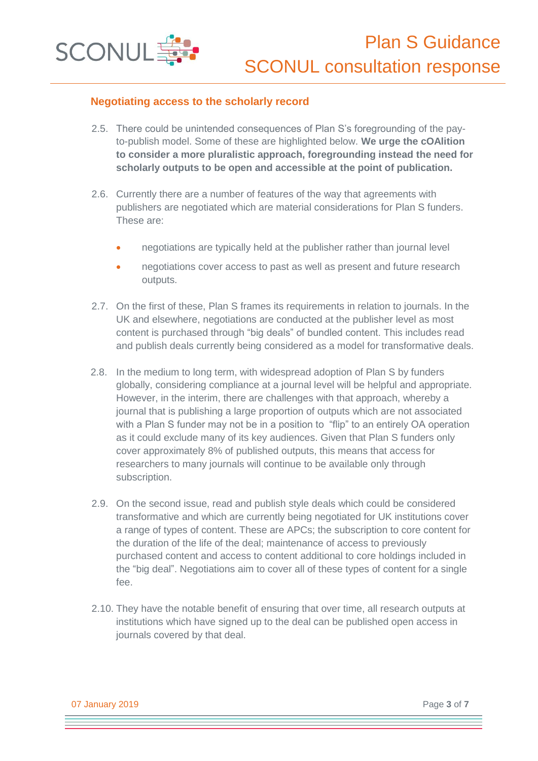## Negotiating access to the scholarly record

2.5. There could be unintended consequences of Plan S's foregrounding of the pay-to-publish model. Some of these are highlighted below. **We urge the cOAlition to consider a more pluralistic approach, foregrounding instead the need for scholarly outputs to be open and accessible at the point of publication.**

2.6. Currently there are a number of features of the way that agreements with publishers are negotiated which are material considerations for Plan S funders. These are:

- negotiations are typically held at the publisher rather than journal level
- negotiations cover access to past as well as present and future research outputs.

2.7. On the first of these, Plan S frames its requirements in relation to journals. In the UK and elsewhere, negotiations are conducted at the publisher level as most content is purchased through "big deals" of bundled content. This includes read and publish deals currently being considered as a model for transformative deals.

2.8. In the medium to long term, with widespread adoption of Plan S by funders globally, considering compliance at a journal level will be helpful and appropriate. However, in the interim, there are challenges with that approach, whereby a journal that is publishing a large proportion of outputs which are not associated with a Plan S funder may not be in a position to "flip" to an entirely OA operation as it could exclude many of its key audiences. Given that Plan S funders only cover approximately 8% of published outputs, this means that access for researchers to many journals will continue to be available only through subscription.

2.9. On the second issue, read and publish style deals which could be considered transformative and which are currently being negotiated for UK institutions cover a range of types of content. These are APCs; the subscription to core content for the duration of the life of the deal; maintenance of access to previously purchased content and access to content additional to core holdings included in the "big deal". Negotiations aim to cover all of these types of content for a single fee.

2.10. They have the notable benefit of ensuring that over time, all research outputs at institutions which have signed up to the deal can be published open access in journals covered by that deal.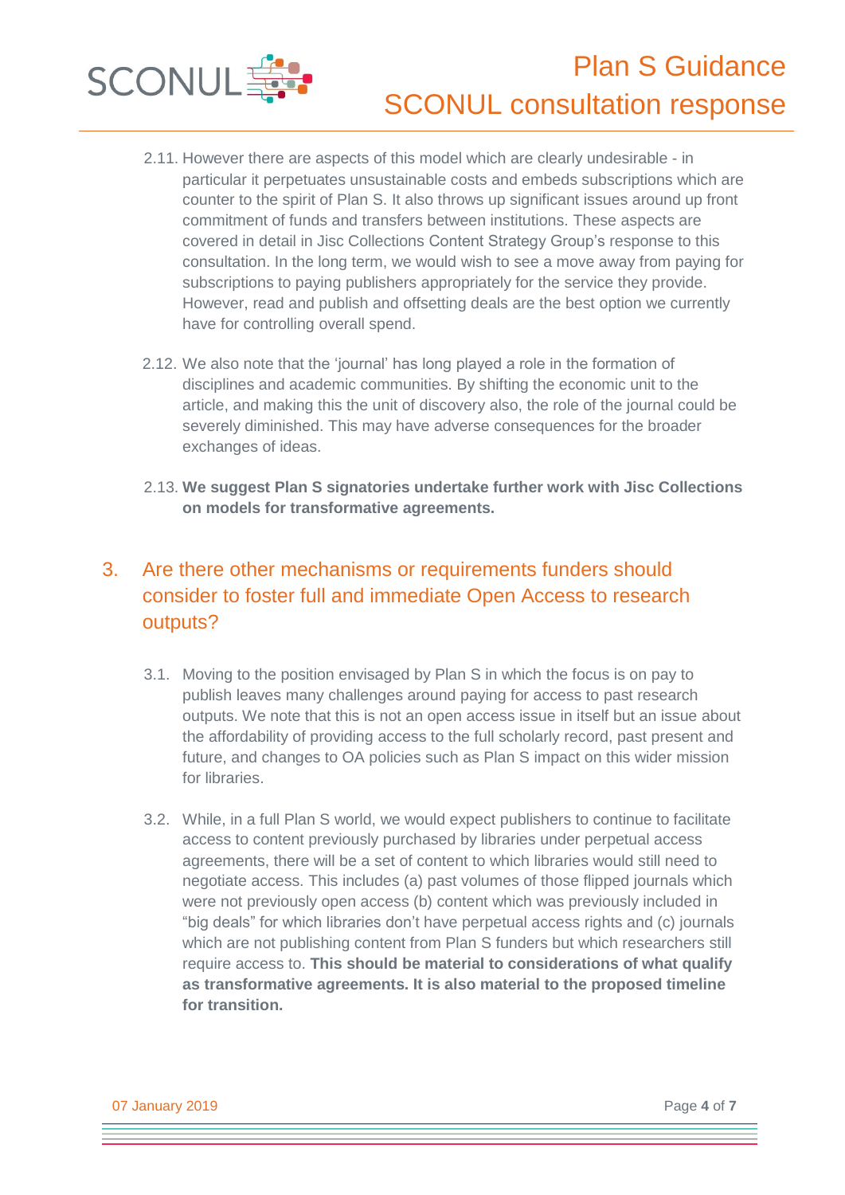2.11. However there are aspects of this model which are clearly undesirable - in particular it perpetuates unsustainable costs and embeds subscriptions which are counter to the spirit of Plan S. It also throws up significant issues around up front commitment of funds and transfers between institutions. These aspects are covered in detail in Jisc Collections Content Strategy Group's response to this consultation. In the long term, we would wish to see a move away from paying for subscriptions to paying publishers appropriately for the service they provide. However, read and publish and offsetting deals are the best option we currently have for controlling overall spend.

2.12. We also note that the 'journal' has long played a role in the formation of disciplines and academic communities. By shifting the economic unit to the article, and making this the unit of discovery also, the role of the journal could be severely diminished. This may have adverse consequences for the broader exchanges of ideas.

2.13. **We suggest Plan S signatories undertake further work with Jisc Collections on models for transformative agreements.**

## 3. Are there other mechanisms or requirements funders should consider to foster full and immediate Open Access to research outputs?

3.1. Moving to the position envisaged by Plan S in which the focus is on pay to publish leaves many challenges around paying for access to past research outputs. We note that this is not an open access issue in itself but an issue about the affordability of providing access to the full scholarly record, past present and future, and changes to OA policies such as Plan S impact on this wider mission for libraries.

3.2. While, in a full Plan S world, we would expect publishers to continue to facilitate access to content previously purchased by libraries under perpetual access agreements, there will be a set of content to which libraries would still need to negotiate access. This includes (a) past volumes of those flipped journals which were not previously open access (b) content which was previously included in "big deals" for which libraries don't have perpetual access rights and (c) journals which are not publishing content from Plan S funders but which researchers still require access to. **This should be material to considerations of what qualify as transformative agreements. It is also material to the proposed timeline for transition.**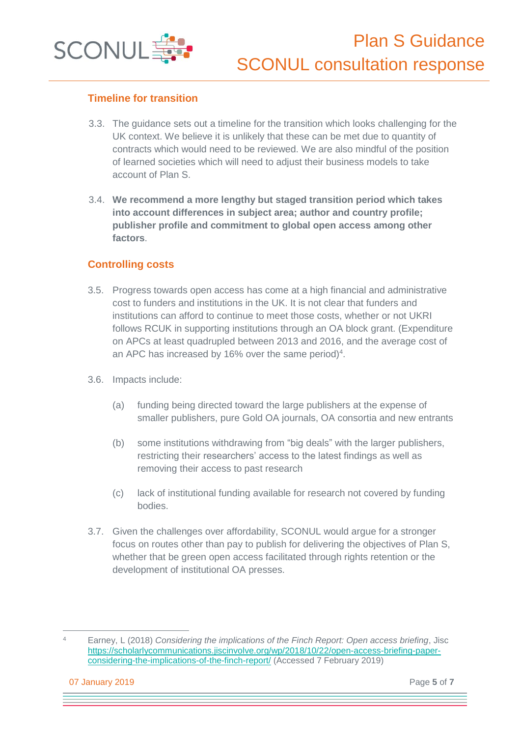## Timeline for transition

3.3. The guidance sets out a timeline for the transition which looks challenging for the UK context. We believe it is unlikely that these can be met due to quantity of contracts which would need to be reviewed. We are also mindful of the position of learned societies which will need to adjust their business models to take account of Plan S.

3.4. **We recommend a more lengthy but staged transition period which takes into account differences in subject area; author and country profile; publisher profile and commitment to global open access among other factors**.

## Controlling costs

3.5. Progress towards open access has come at a high financial and administrative cost to funders and institutions in the UK. It is not clear that funders and institutions can afford to continue to meet those costs, whether or not UKRI follows RCUK in supporting institutions through an OA block grant. (Expenditure on APCs at least quadrupled between 2013 and 2016, and the average cost of an APC has increased by 16% over the same period)[4].

3.6. Impacts include:

(a) funding being directed toward the large publishers at the expense of smaller publishers, pure Gold OA journals, OA consortia and new entrants

(b) some institutions withdrawing from “big deals” with the larger publishers, restricting their researchers’ access to the latest findings as well as removing their access to past research

(c) lack of institutional funding available for research not covered by funding bodies.

3.7. Given the challenges over affordability, SCONUL would argue for a stronger focus on routes other than pay to publish for delivering the objectives of Plan S, whether that be green open access facilitated through rights retention or the development of institutional OA presses.

---

[4] Earney, L (2018) *Considering the implications of the Finch Report: Open access briefing*, Jisc https://scholarlycommunications.jiscinvolve.org/wp/2018/10/22/open-access-briefing-paper-considering-the-implications-of-the-finch-report/ (Accessed 7 February 2019)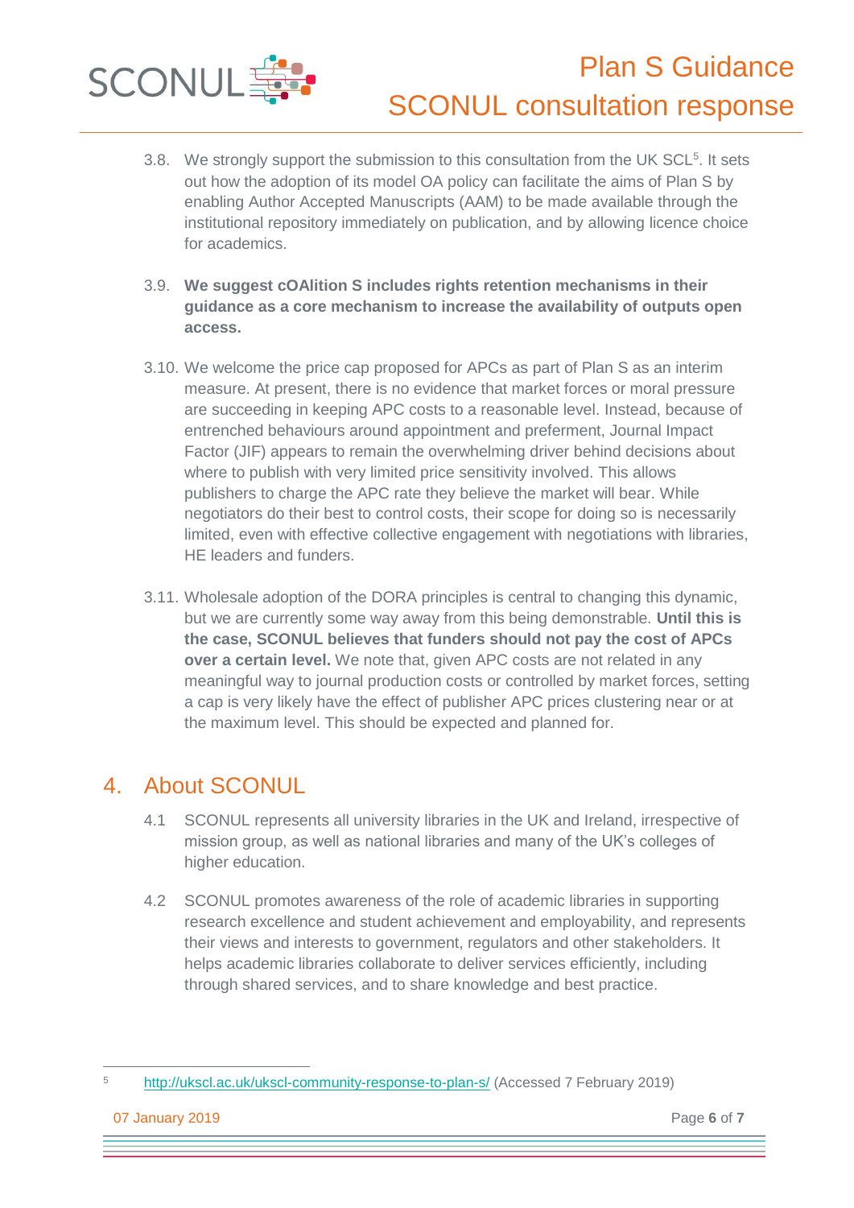3.8. We strongly support the submission to this consultation from the UK SCL[5]. It sets out how the adoption of its model OA policy can facilitate the aims of Plan S by enabling Author Accepted Manuscripts (AAM) to be made available through the institutional repository immediately on publication, and by allowing licence choice for academics.

3.9. **We suggest cOAlition S includes rights retention mechanisms in their guidance as a core mechanism to increase the availability of outputs open access.**

3.10. We welcome the price cap proposed for APCs as part of Plan S as an interim measure. At present, there is no evidence that market forces or moral pressure are succeeding in keeping APC costs to a reasonable level. Instead, because of entrenched behaviours around appointment and preferment, Journal Impact Factor (JIF) appears to remain the overwhelming driver behind decisions about where to publish with very limited price sensitivity involved. This allows publishers to charge the APC rate they believe the market will bear. While negotiators do their best to control costs, their scope for doing so is necessarily limited, even with effective collective engagement with negotiations with libraries, HE leaders and funders.

3.11. Wholesale adoption of the DORA principles is central to changing this dynamic, but we are currently some way away from this being demonstrable. **Until this is the case, SCONUL believes that funders should not pay the cost of APCs over a certain level.** We note that, given APC costs are not related in any meaningful way to journal production costs or controlled by market forces, setting a cap is very likely have the effect of publisher APC prices clustering near or at the maximum level. This should be expected and planned for.

## 4. About SCONUL

4.1 SCONUL represents all university libraries in the UK and Ireland, irrespective of mission group, as well as national libraries and many of the UK's colleges of higher education.

4.2 SCONUL promotes awareness of the role of academic libraries in supporting research excellence and student achievement and employability, and represents their views and interests to government, regulators and other stakeholders. It helps academic libraries collaborate to deliver services efficiently, including through shared services, and to share knowledge and best practice.

[5] http://ukscl.ac.uk/ukscl-community-response-to-plan-s/ (Accessed 7 February 2019)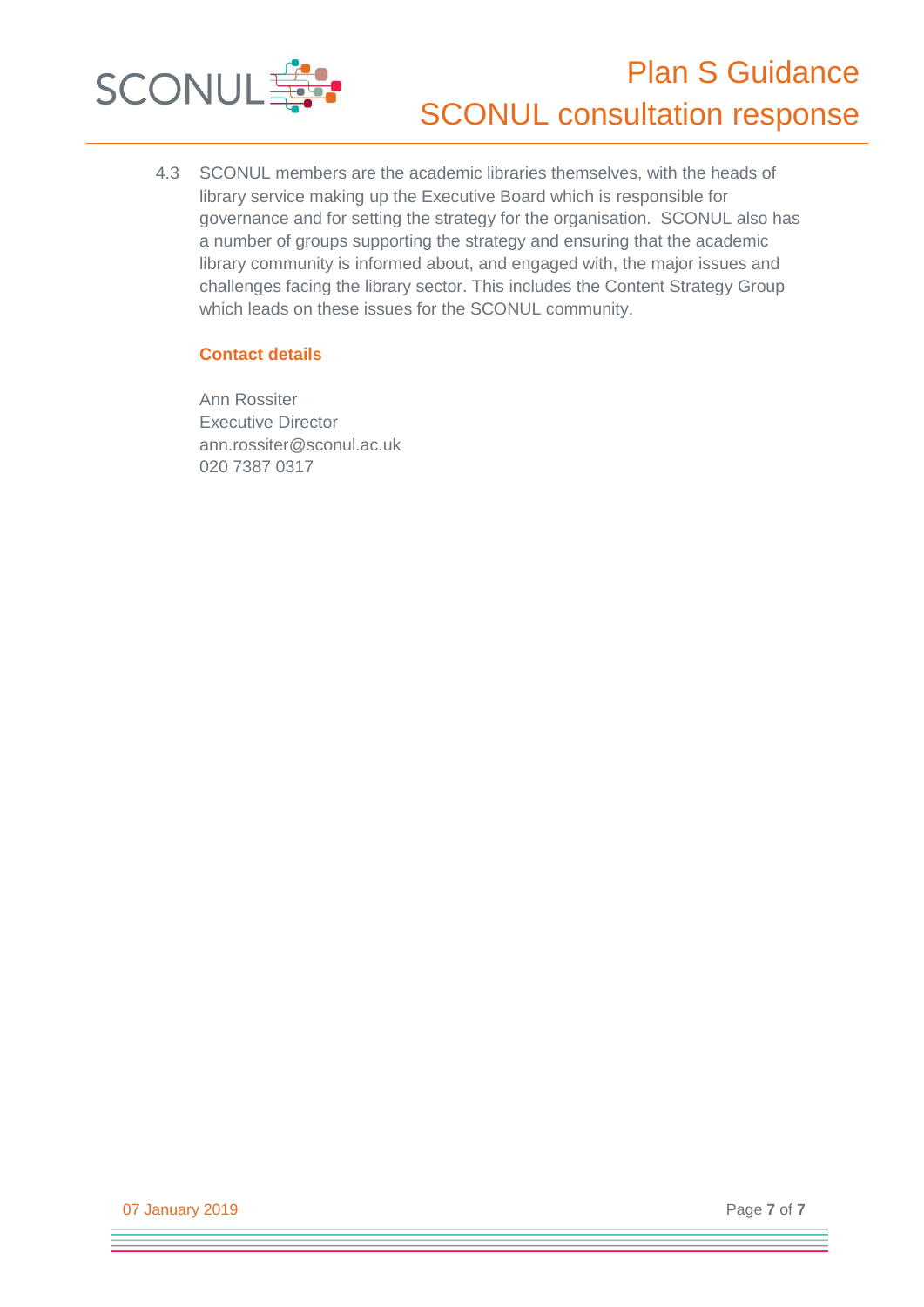4.3 SCONUL members are the academic libraries themselves, with the heads of library service making up the Executive Board which is responsible for governance and for setting the strategy for the organisation. SCONUL also has a number of groups supporting the strategy and ensuring that the academic library community is informed about, and engaged with, the major issues and challenges facing the library sector. This includes the Content Strategy Group which leads on these issues for the SCONUL community.

**Contact details**

Ann Rossiter
Executive Director
ann.rossiter@sconul.ac.uk
020 7387 0317